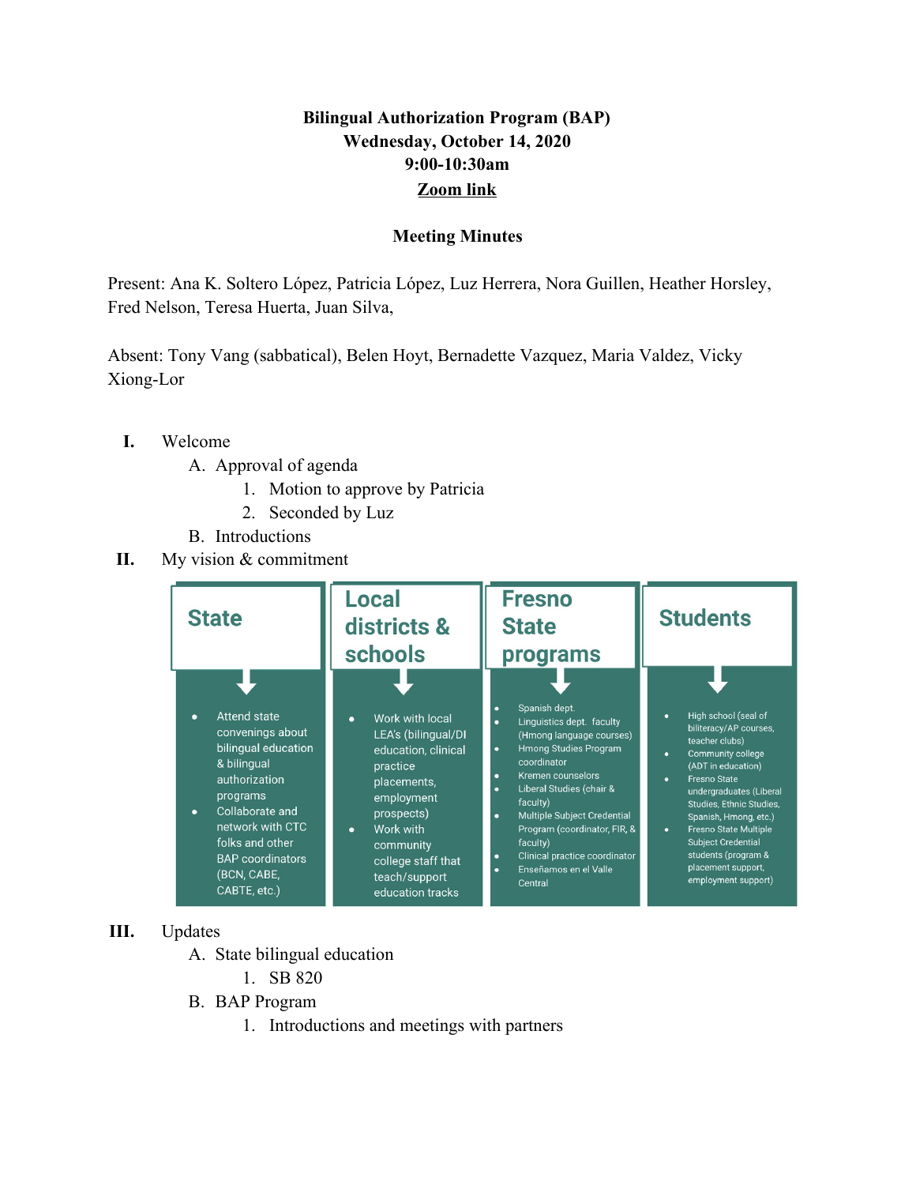**Bilingual Authorization Program (BAP)**
**Wednesday, October 14, 2020**
**9:00-10:30am**
**Zoom link**

**Meeting Minutes**

Present: Ana K. Soltero López, Patricia López, Luz Herrera, Nora Guillen, Heather Horsley, Fred Nelson, Teresa Huerta, Juan Silva,

Absent: Tony Vang (sabbatical), Belen Hoyt, Bernadette Vazquez, Maria Valdez, Vicky Xiong-Lor

I. Welcome
   A. Approval of agenda
      1. Motion to approve by Patricia
      2. Seconded by Luz
   B. Introductions
II. My vision & commitment

| State | Local districts & schools | Fresno State programs | Students |
| --- | --- | --- | --- |
| • Attend state convenings about bilingual education & bilingual authorization programs<br>• Collaborate and network with CTC folks and other BAP coordinators (BCN, CABE, CABTE, etc.) | • Work with local LEA's (bilingual/DI education, clinical practice placements, employment prospects)<br>• Work with community college staff that teach/support education tracks | • Spanish dept.<br>• Linguistics dept. faculty (Hmong language courses)<br>• Hmong Studies Program coordinator<br>• Kremen counselors<br>• Liberal Studies (chair & faculty)<br>• Multiple Subject Credential Program (coordinator, FIR, & faculty)<br>• Clinical practice coordinator<br>• Enseñamos en el Valle Central | • High school (seal of biliteracy/AP courses, teacher clubs)<br>• Community college (ADT in education)<br>• Fresno State undergraduates (Liberal Studies, Ethnic Studies, Spanish, Hmong, etc.)<br>• Fresno State Multiple Subject Credential students (program & placement support, employment support) |

III. Updates
   A. State bilingual education
      1. SB 820
   B. BAP Program
      1. Introductions and meetings with partners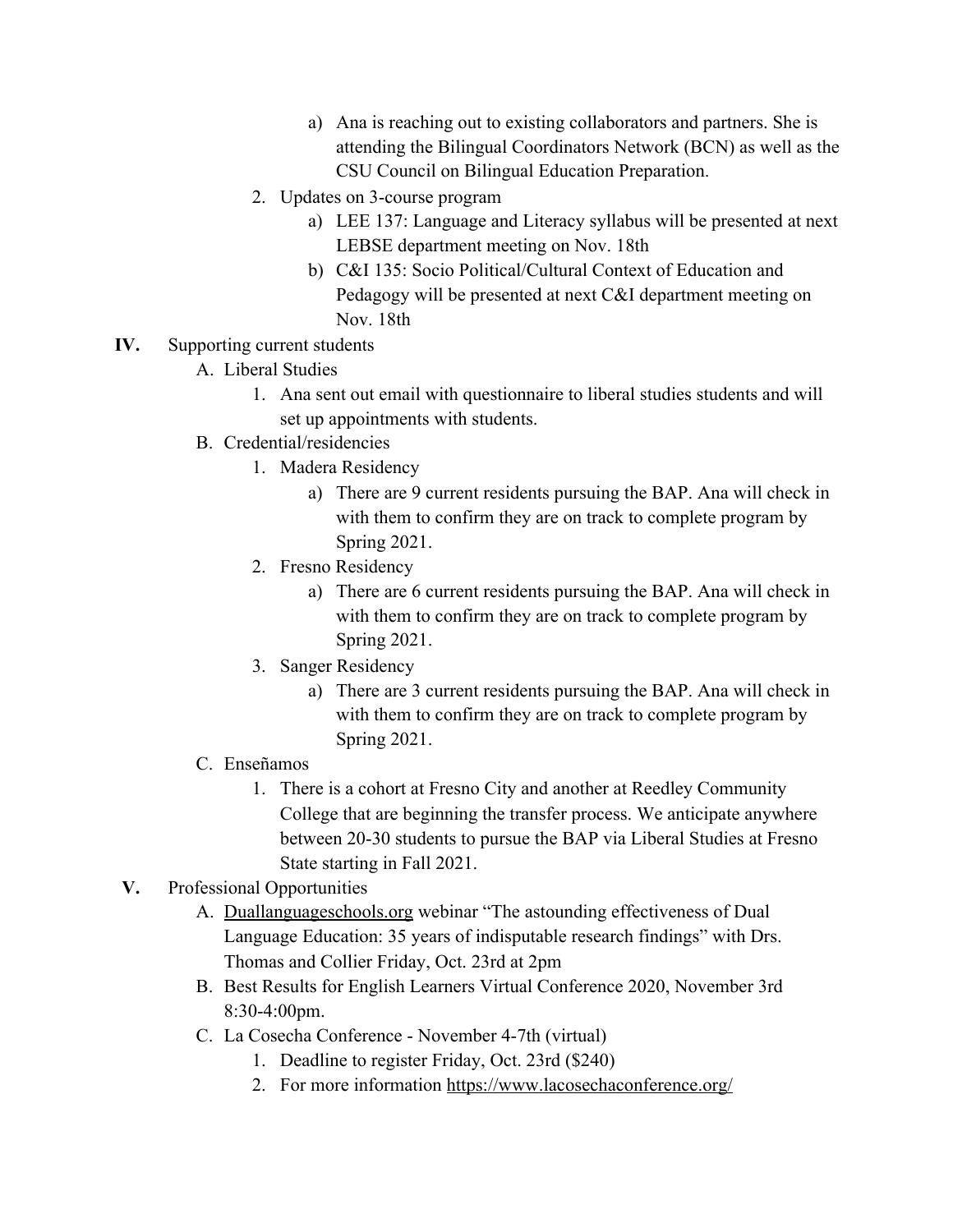a) Ana is reaching out to existing collaborators and partners. She is attending the Bilingual Coordinators Network (BCN) as well as the CSU Council on Bilingual Education Preparation.

2. Updates on 3-course program
   a) LEE 137: Language and Literacy syllabus will be presented at next LEBSE department meeting on Nov. 18th
   b) C&I 135: Socio Political/Cultural Context of Education and Pedagogy will be presented at next C&I department meeting on Nov. 18th

**IV.** Supporting current students

A. Liberal Studies
   1. Ana sent out email with questionnaire to liberal studies students and will set up appointments with students.

B. Credential/residencies
   1. Madera Residency
      a) There are 9 current residents pursuing the BAP. Ana will check in with them to confirm they are on track to complete program by Spring 2021.
   2. Fresno Residency
      a) There are 6 current residents pursuing the BAP. Ana will check in with them to confirm they are on track to complete program by Spring 2021.
   3. Sanger Residency
      a) There are 3 current residents pursuing the BAP. Ana will check in with them to confirm they are on track to complete program by Spring 2021.

C. Enseñamos
   1. There is a cohort at Fresno City and another at Reedley Community College that are beginning the transfer process. We anticipate anywhere between 20-30 students to pursue the BAP via Liberal Studies at Fresno State starting in Fall 2021.

**V.** Professional Opportunities

A. Duallanguageschools.org webinar "The astounding effectiveness of Dual Language Education: 35 years of indisputable research findings" with Drs. Thomas and Collier Friday, Oct. 23rd at 2pm

B. Best Results for English Learners Virtual Conference 2020, November 3rd 8:30-4:00pm.

C. La Cosecha Conference - November 4-7th (virtual)
   1. Deadline to register Friday, Oct. 23rd ($240)
   2. For more information https://www.lacosechaconference.org/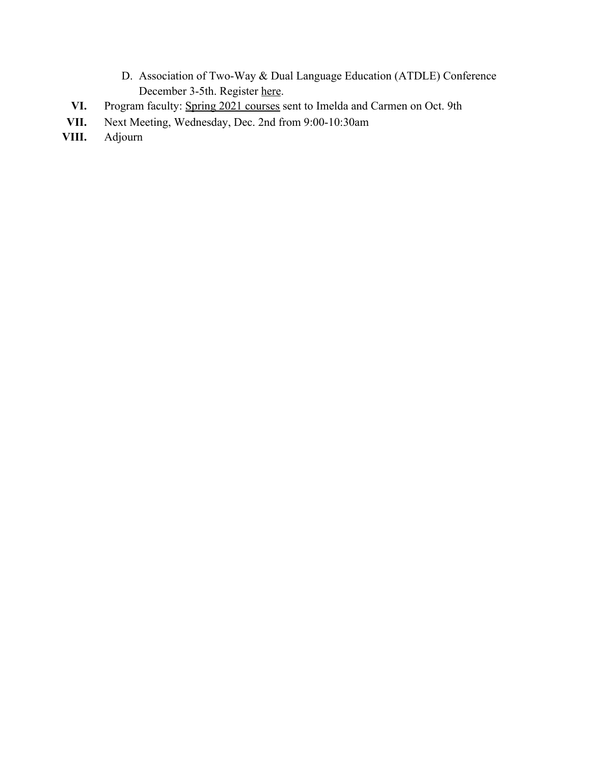D. Association of Two-Way & Dual Language Education (ATDLE) Conference December 3-5th. Register here.

**VI.** Program faculty: Spring 2021 courses sent to Imelda and Carmen on Oct. 9th

**VII.** Next Meeting, Wednesday, Dec. 2nd from 9:00-10:30am

**VIII.** Adjourn